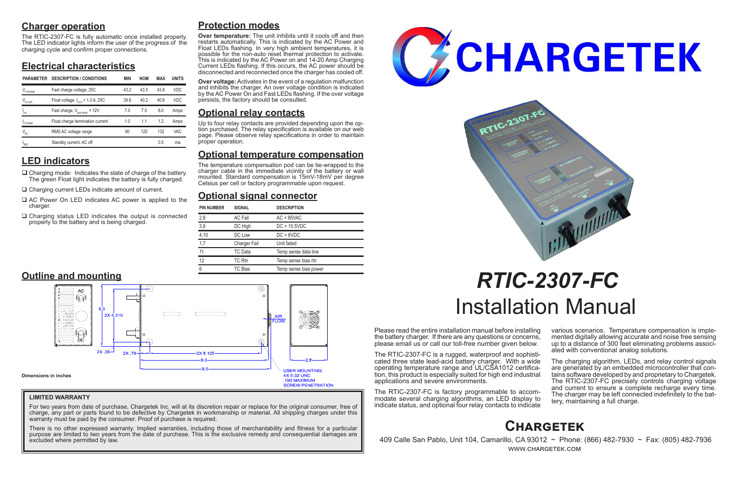## Charger operation

The RTIC-2307-FC is fully automatic once installed properly. The LED indicator lights inform the user of the progress of the charging cycle and confirm proper connections.

## Electrical characteristics

| PARAMETER | DESCRIPTION / CONDITIONS | MIN | NOM | MAX | UNITS |
|---|---|---|---|---|---|
| $V_{FSTERM}$ | Fast charge voltage, 25C | 43.2 | 43.5 | 43.8 | VDC |
| $V_{FLOAT}$ | Float voltage, $I_{OUT}$ < 1.0 A, 25C | 39.6 | 40.2 | 40.8 | VDC |
| $I_{FS}$ | Fast charge, $V_{BATTERY}$ = 12V | 7.0 | 7.5 | 8.0 | Amps |
| $I_{FLTERM}$ | Float charge termination current | 1.0 | 1.1 | 1.2 | Amps |
| $V_{AC}$ | RMS AC voltage range | 90 | 120 | 132 | VAC |
| $I_{SBY}$ | Standby current, AC off | | | 0.5 | ma |

## LED indicators

- ❑ Charging mode: Indicates the state of charge of the battery. The green Float light indicates the battery is fully charged.
- ❑ Charging current LEDs indicate amount of current.
- ❑ AC Power On LED indicates AC power is applied to the charger.
- ❑ Charging status LED indicates the output is connected properly to the battery and is being charged.

## Protection modes

**Over temperature:** The unit inhibits until it cools off and then restarts automatically. This is indicated by the AC Power and Float LEDs flashing. In very high ambient temperatures, it is possible for the non-auto reset thermal protection to activate. This is indicated by the AC Power on and 14-20 Amp Charging Current LEDs flashing. If this occurs, the AC power should be disconnected and reconnected once the charger has cooled off.

**Over voltage:** Activates in the event of a regulation malfunction and inhibits the charger. An over voltage condition is indicated by the AC Power On and Fast LEDs flashing. If the over voltage persists, the factory should be consulted.

## Optional relay contacts

Up to four relay contacts are provided depending upon the option purchased. The relay specification is available on our web page. Please observe relay specifications in order to maintain proper operation.

## Optional temperature compensation

The temperature compensation pod can be tie-wrapped to the charger cable in the immediate vicinity of the battery or wall mounted. Standard compensation is 15mV-18mV per degree Celsius per cell or factory programmable upon request.

## Optional signal connector

| PIN NUMBER | SIGNAL | DESCRIPTION |
|---|---|---|
| 2,8 | AC Fail | AC < 85VAC |
| 3,9 | DC High | DC > 15.5VDC |
| 4,10 | DC Low | DC < 6VDC |
| 1,7 | Charger Fail | Unit failed |
| 11 | TC Data | Temp sense data line |
| 12 | TC Rtn | Temp sense bias rtn |
| 6 | TC Bias | Temp sense bias power |

## Outline and mounting

AC, DC, 5.0, 2X 4.310, 2X .35, 2X .79, 2X 8.125, 9.3, 9.5, 2.8, AIR FLOW

USER MOUNTING: 4X 6-32 UNC .190 MAXIMUM SCREW PENETRATION

Dimensions in inches

### LIMITED WARRANTY

For two years from date of purchase, Chargetek Inc. will at its discretion repair or replace for the original consumer, free of charge, any part or parts found to be defective by Chargetek in workmanship or material. All shipping charges under this warranty must be paid by the consumer. Proof of purchase is required.

There is no other expressed warranty. Implied warranties, including those of merchantability and fitness for a particular purpose are limited to two years from the date of purchase. This is the exclusive remedy and consequential damages are excluded where permitted by law.

# CHARGETEK

# *RTIC-2307-FC*

# Installation Manual

Please read the entire installation manual before installing the battery charger. If there are any questions or concerns, please email us or call our toll-free number given below.

The RTIC-2307-FC is a rugged, waterproof and sophisticated three stage lead-acid battery charger. With a wide operating temperature range and UL/CSA1012 certification, this product is especially suited for high end industrial applications and severe environments.

The RTIC-2307-FC is factory programmable to accommodate several charging algorithms, an LED display to indicate status, and optional four relay contacts to indicate various scenarios. Temperature compensation is implemented digitally allowing accurate and noise free sensing up to a distance of 300 feet eliminating problems associated with conventional analog solutions.

The charging algorithm, LEDs, and relay control signals are generated by an embedded microcontroller that contains software developed by and proprietary to Chargetek. The RTIC-2307-FC precisely controls charging voltage and current to ensure a complete recharge every time. The charger may be left connected indefinitely to the battery, maintaining a full charge.

## Chargetek

409 Calle San Pablo, Unit 104, Camarillo, CA 93012 ~ Phone: (866) 482-7930 ~ Fax: (805) 482-7936

WWW.CHARGETEK.COM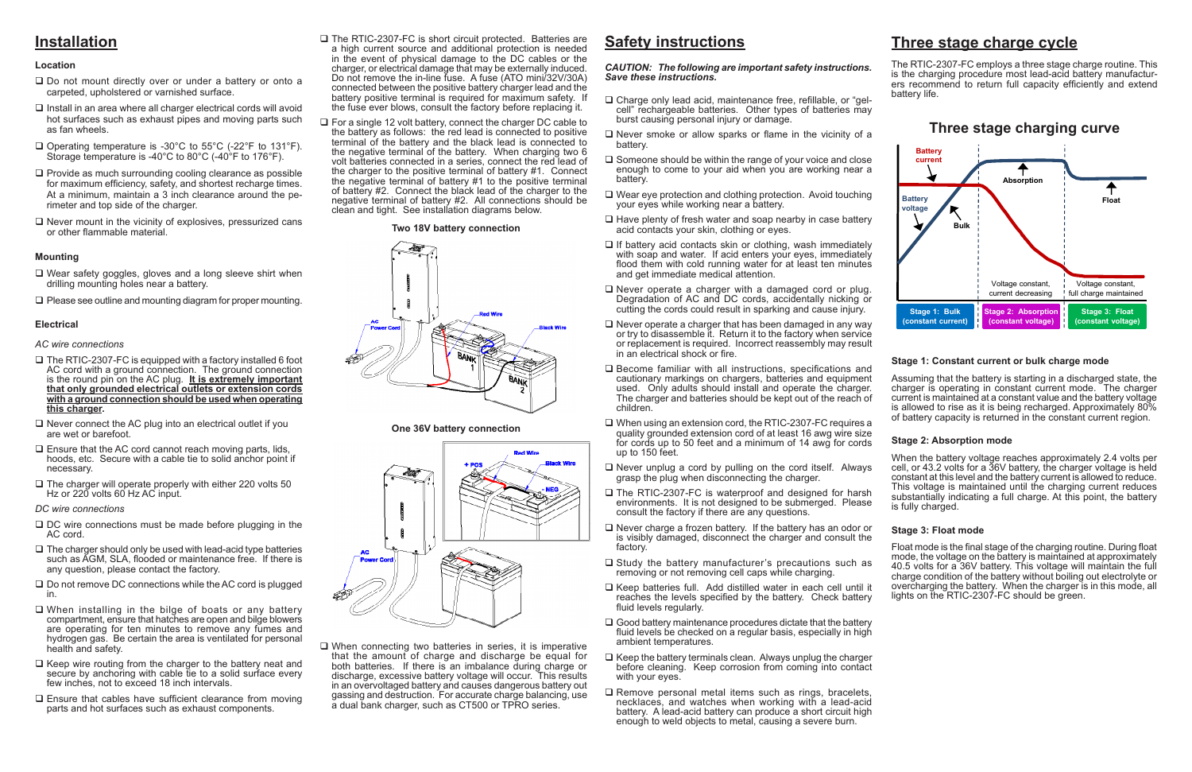## Installation

### Location

- ☐ Do not mount directly over or under a battery or onto a carpeted, upholstered or varnished surface.
- ☐ Install in an area where all charger electrical cords will avoid hot surfaces such as exhaust pipes and moving parts such as fan wheels.
- ☐ Operating temperature is -30°C to 55°C (-22°F to 131°F). Storage temperature is -40°C to 80°C (-40°F to 176°F).
- ☐ Provide as much surrounding cooling clearance as possible for maximum efficiency, safety, and shortest recharge times. At a minimum, maintain a 3 inch clearance around the perimeter and top side of the charger.
- ☐ Never mount in the vicinity of explosives, pressurized cans or other flammable material.

### Mounting

- ☐ Wear safety goggles, gloves and a long sleeve shirt when drilling mounting holes near a battery.
- ☐ Please see outline and mounting diagram for proper mounting.

### Electrical

*AC wire connections*

- ☐ The RTIC-2307-FC is equipped with a factory installed 6 foot AC cord with a ground connection. The ground connection is the round pin on the AC plug. **It is extremely important that only grounded electrical outlets or extension cords with a ground connection should be used when operating this charger.**
- ☐ Never connect the AC plug into an electrical outlet if you are wet or barefoot.
- ☐ Ensure that the AC cord cannot reach moving parts, lids, hoods, etc. Secure with a cable tie to solid anchor point if necessary.
- ☐ The charger will operate properly with either 220 volts 50 Hz or 220 volts 60 Hz AC input.

*DC wire connections*

- ☐ DC wire connections must be made before plugging in the AC cord.
- ☐ The charger should only be used with lead-acid type batteries such as AGM, SLA, flooded or maintenance free. If there is any question, please contact the factory.
- ☐ Do not remove DC connections while the AC cord is plugged in.
- ☐ When installing in the bilge of boats or any battery compartment, ensure that hatches are open and bilge blowers are operating for ten minutes to remove any fumes and hydrogen gas. Be certain the area is ventilated for personal health and safety.
- ☐ Keep wire routing from the charger to the battery neat and secure by anchoring with cable tie to a solid surface every few inches, not to exceed 18 inch intervals.
- ☐ Ensure that cables have sufficient clearance from moving parts and hot surfaces such as exhaust components.
- ☐ The RTIC-2307-FC is short circuit protected. Batteries are a high current source and additional protection is needed in the event of physical damage to the DC cables or the charger, or electrical damage that may be externally induced. Do not remove the in-line fuse. A fuse (ATO mini/32V/30A) connected between the positive battery charger lead and the battery positive terminal is required for maximum safety. If the fuse ever blows, consult the factory before replacing it.
- ☐ For a single 12 volt battery, connect the charger DC cable to the battery as follows: the red lead is connected to positive terminal of the battery and the black lead is connected to the negative terminal of the battery. When charging two 6 volt batteries connected in a series, connect the red lead of the charger to the positive terminal of battery #1. Connect the negative terminal of battery #1 to the positive terminal of battery #2. Connect the black lead of the charger to the negative terminal of battery #2. All connections should be clean and tight. See installation diagrams below.

**Two 18V battery connection**

AC Power Cord
Red Wire
Black Wire
BANK 1
BANK 2

**One 36V battery connection**

Red Wire
+ POS
Black Wire
- NEG
AC Power Cord

- ☐ When connecting two batteries in series, it is imperative that the amount of charge and discharge be equal for both batteries. If there is an imbalance during charge or discharge, excessive battery voltage will occur. This results in an overvoltaged battery and causes dangerous battery out gassing and destruction. For accurate charge balancing, use a dual bank charger, such as CT500 or TPRO series.

## Safety instructions

***CAUTION: The following are important safety instructions. Save these instructions.***

- ☐ Charge only lead acid, maintenance free, refillable, or "gel-cell" rechargeable batteries. Other types of batteries may burst causing personal injury or damage.
- ☐ Never smoke or allow sparks or flame in the vicinity of a battery.
- ☐ Someone should be within the range of your voice and close enough to come to your aid when you are working near a battery.
- ☐ Wear eye protection and clothing protection. Avoid touching your eyes while working near a battery.
- ☐ Have plenty of fresh water and soap nearby in case battery acid contacts your skin, clothing or eyes.
- ☐ If battery acid contacts skin or clothing, wash immediately with soap and water. If acid enters your eyes, immediately flood them with cold running water for at least ten minutes and get immediate medical attention.
- ☐ Never operate a charger with a damaged cord or plug. Degradation of AC and DC cords, accidentally nicking or cutting the cords could result in sparking and cause injury.
- ☐ Never operate a charger that has been damaged in any way or try to disassemble it. Return it to the factory when service or replacement is required. Incorrect reassembly may result in an electrical shock or fire.
- ☐ Become familiar with all instructions, specifications and cautionary markings on chargers, batteries and equipment used. Only adults should install and operate the charger. The charger and batteries should be kept out of the reach of children.
- ☐ When using an extension cord, the RTIC-2307-FC requires a quality grounded extension cord of at least 16 awg wire size for cords up to 50 feet and a minimum of 14 awg for cords up to 150 feet.
- ☐ Never unplug a cord by pulling on the cord itself. Always grasp the plug when disconnecting the charger.
- ☐ The RTIC-2307-FC is waterproof and designed for harsh environments. It is not designed to be submerged. Please consult the factory if there are any questions.
- ☐ Never charge a frozen battery. If the battery has an odor or is visibly damaged, disconnect the charger and consult the factory.
- ☐ Study the battery manufacturer's precautions such as removing or not removing cell caps while charging.
- ☐ Keep batteries full. Add distilled water in each cell until it reaches the levels specified by the battery. Check battery fluid levels regularly.
- ☐ Good battery maintenance procedures dictate that the battery fluid levels be checked on a regular basis, especially in high ambient temperatures.
- ☐ Keep the battery terminals clean. Always unplug the charger before cleaning. Keep corrosion from coming into contact with your eyes.
- ☐ Remove personal metal items such as rings, bracelets, necklaces, and watches when working with a lead-acid battery. A lead-acid battery can produce a short circuit high enough to weld objects to metal, causing a severe burn.

## Three stage charge cycle

The RTIC-2307-FC employs a three stage charge routine. This is the charging procedure most lead-acid battery manufacturers recommend to return full capacity efficiently and extend battery life.

**Three stage charging curve**

Battery current
Battery voltage
Bulk
Absorption
Float
Voltage constant, current decreasing
Voltage constant, full charge maintained
Stage 1: Bulk (constant current)
Stage 2: Absorption (constant voltage)
Stage 3: Float (constant voltage)

### Stage 1: Constant current or bulk charge mode

Assuming that the battery is starting in a discharged state, the charger is operating in constant current mode. The charger current is maintained at a constant value and the battery voltage is allowed to rise as it is being recharged. Approximately 80% of battery capacity is returned in the constant current region.

### Stage 2: Absorption mode

When the battery voltage reaches approximately 2.4 volts per cell, or 43.2 volts for a 36V battery, the charger voltage is held constant at this level and the battery current is allowed to reduce. This voltage is maintained until the charging current reduces substantially indicating a full charge. At this point, the battery is fully charged.

### Stage 3: Float mode

Float mode is the final stage of the charging routine. During float mode, the voltage on the battery is maintained at approximately 40.5 volts for a 36V battery. This voltage will maintain the full charge condition of the battery without boiling out electrolyte or overcharging the battery. When the charger is in this mode, all lights on the RTIC-2307-FC should be green.